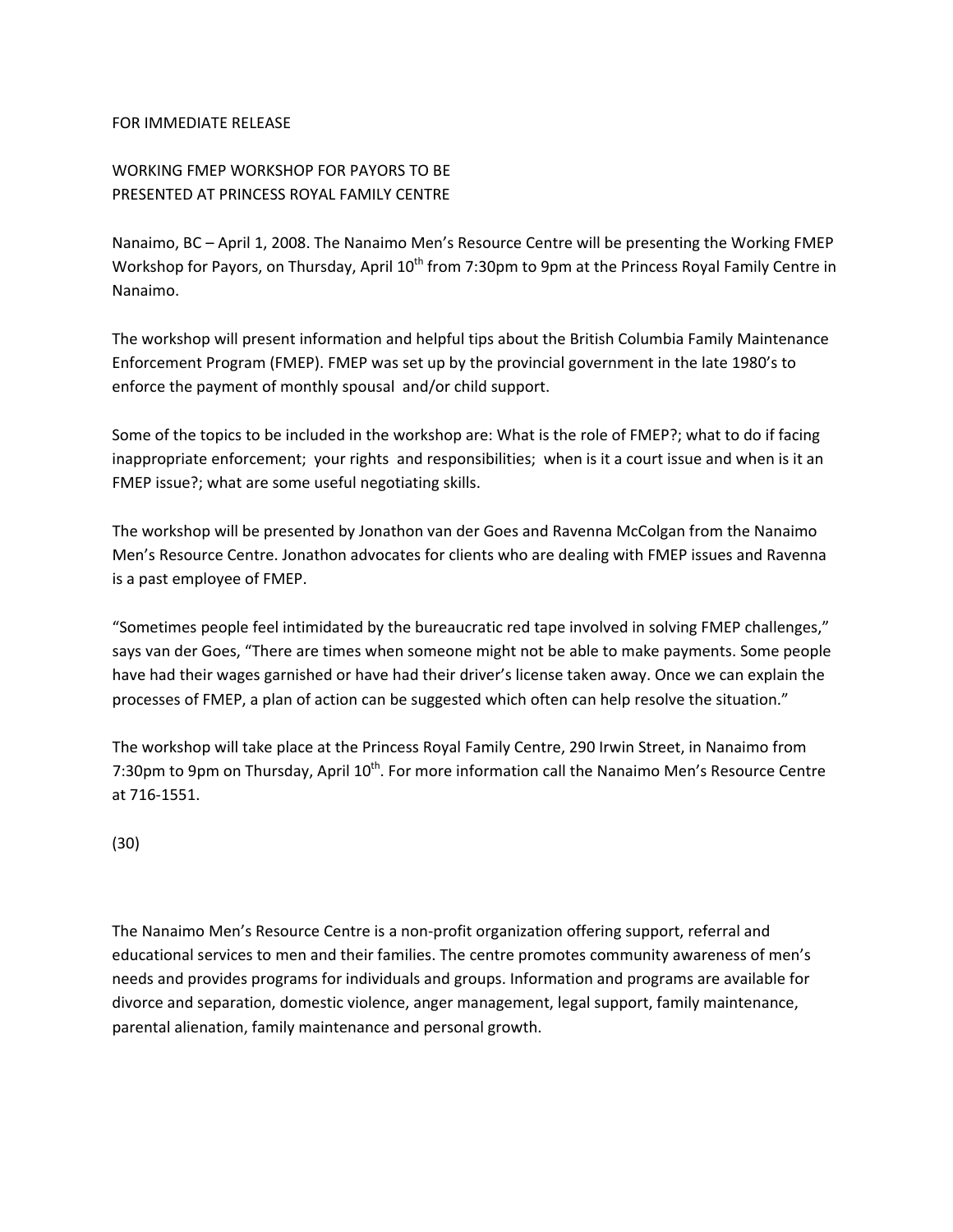FOR IMMEDIATE RELEASE

WORKING FMEP WORKSHOP FOR PAYORS TO BE
PRESENTED AT PRINCESS ROYAL FAMILY CENTRE

Nanaimo, BC – April 1, 2008. The Nanaimo Men's Resource Centre will be presenting the Working FMEP Workshop for Payors, on Thursday, April 10th from 7:30pm to 9pm at the Princess Royal Family Centre in Nanaimo.

The workshop will present information and helpful tips about the British Columbia Family Maintenance Enforcement Program (FMEP). FMEP was set up by the provincial government in the late 1980's to enforce the payment of monthly spousal and/or child support.

Some of the topics to be included in the workshop are: What is the role of FMEP?; what to do if facing inappropriate enforcement; your rights and responsibilities; when is it a court issue and when is it an FMEP issue?; what are some useful negotiating skills.

The workshop will be presented by Jonathon van der Goes and Ravenna McColgan from the Nanaimo Men's Resource Centre. Jonathon advocates for clients who are dealing with FMEP issues and Ravenna is a past employee of FMEP.

"Sometimes people feel intimidated by the bureaucratic red tape involved in solving FMEP challenges," says van der Goes, "There are times when someone might not be able to make payments. Some people have had their wages garnished or have had their driver's license taken away. Once we can explain the processes of FMEP, a plan of action can be suggested which often can help resolve the situation."

The workshop will take place at the Princess Royal Family Centre, 290 Irwin Street, in Nanaimo from 7:30pm to 9pm on Thursday, April 10th. For more information call the Nanaimo Men's Resource Centre at 716-1551.

(30)

The Nanaimo Men's Resource Centre is a non-profit organization offering support, referral and educational services to men and their families. The centre promotes community awareness of men's needs and provides programs for individuals and groups. Information and programs are available for divorce and separation, domestic violence, anger management, legal support, family maintenance, parental alienation, family maintenance and personal growth.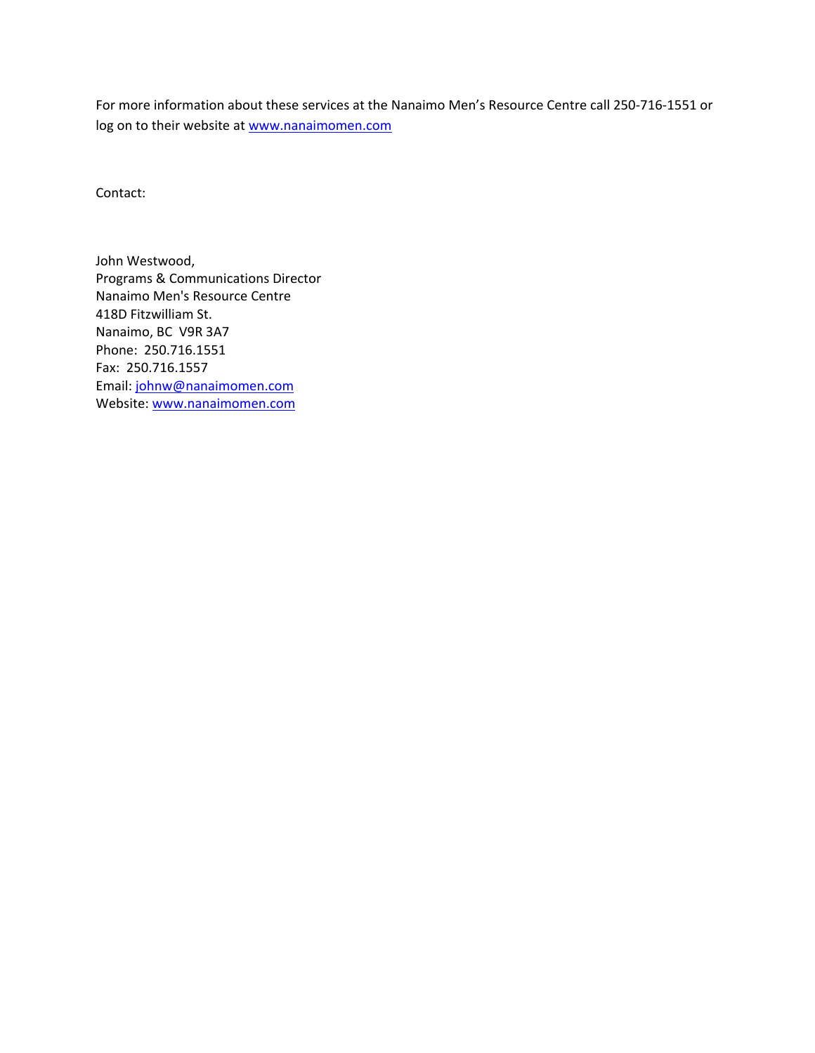For more information about these services at the Nanaimo Men's Resource Centre call 250-716-1551 or log on to their website at www.nanaimomen.com

Contact:

John Westwood,  
Programs & Communications Director  
Nanaimo Men's Resource Centre  
418D Fitzwilliam St.  
Nanaimo, BC V9R 3A7  
Phone: 250.716.1551  
Fax: 250.716.1557  
Email: johnw@nanaimomen.com  
Website: www.nanaimomen.com